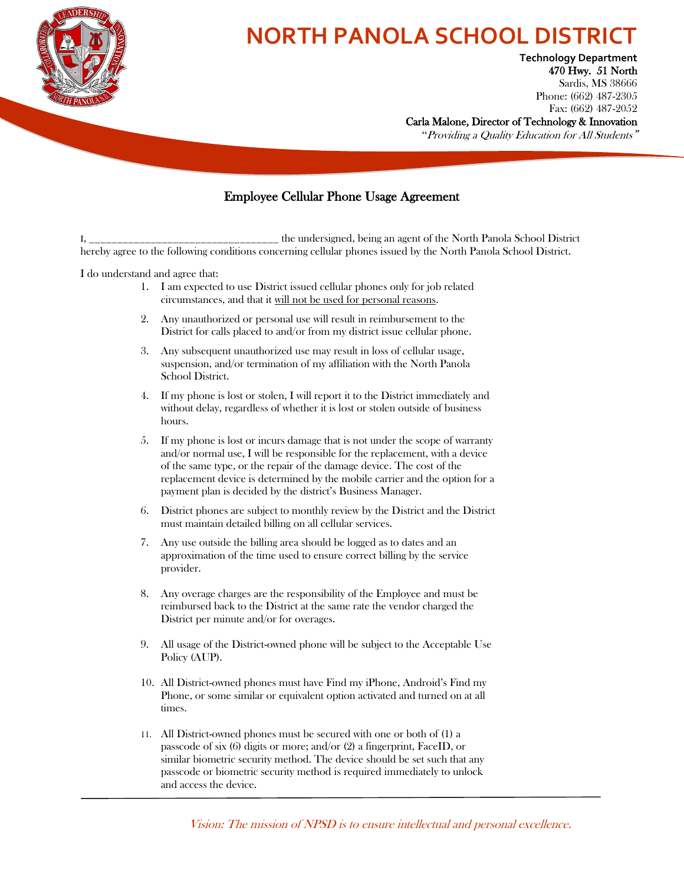# NORTH PANOLA SCHOOL DISTRICT

**Technology Department**
470 Hwy. 51 North
Sardis, MS 38666
Phone: (662) 487-2305
Fax: (662) 487-2052
Carla Malone, Director of Technology & Innovation
"*Providing a Quality Education for All Students*"

## Employee Cellular Phone Usage Agreement

I, ___________________________________ the undersigned, being an agent of the North Panola School District hereby agree to the following conditions concerning cellular phones issued by the North Panola School District.

I do understand and agree that:

1. I am expected to use District issued cellular phones only for job related circumstances, and that it will not be used for personal reasons.
2. Any unauthorized or personal use will result in reimbursement to the District for calls placed to and/or from my district issue cellular phone.
3. Any subsequent unauthorized use may result in loss of cellular usage, suspension, and/or termination of my affiliation with the North Panola School District.
4. If my phone is lost or stolen, I will report it to the District immediately and without delay, regardless of whether it is lost or stolen outside of business hours.
5. If my phone is lost or incurs damage that is not under the scope of warranty and/or normal use, I will be responsible for the replacement, with a device of the same type, or the repair of the damage device. The cost of the replacement device is determined by the mobile carrier and the option for a payment plan is decided by the district's Business Manager.
6. District phones are subject to monthly review by the District and the District must maintain detailed billing on all cellular services.
7. Any use outside the billing area should be logged as to dates and an approximation of the time used to ensure correct billing by the service provider.
8. Any overage charges are the responsibility of the Employee and must be reimbursed back to the District at the same rate the vendor charged the District per minute and/or for overages.
9. All usage of the District-owned phone will be subject to the Acceptable Use Policy (AUP).
10. All District-owned phones must have Find my iPhone, Android's Find my Phone, or some similar or equivalent option activated and turned on at all times.
11. All District-owned phones must be secured with one or both of (1) a passcode of six (6) digits or more; and/or (2) a fingerprint, FaceID, or similar biometric security method. The device should be set such that any passcode or biometric security method is required immediately to unlock and access the device.

*Vision: The mission of NPSD is to ensure intellectual and personal excellence.*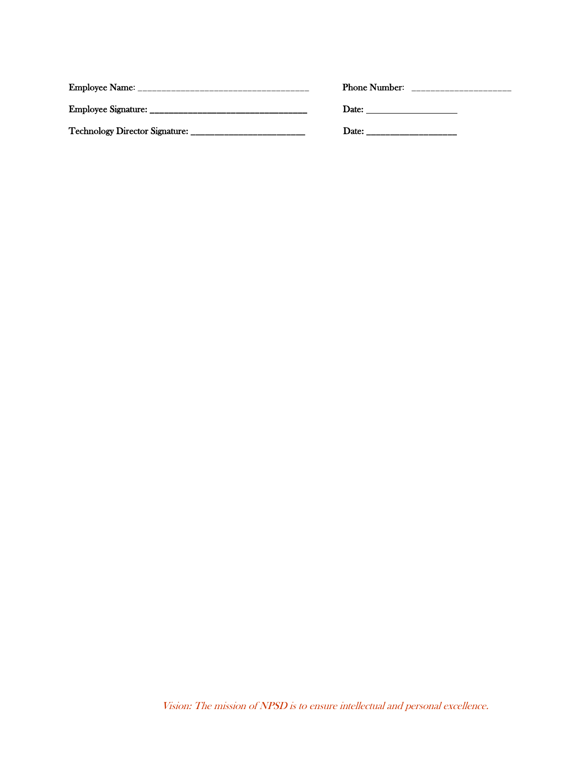Employee Name: ___________________________________ Phone Number: ____________________

Employee Signature: ________________________________ Date: ___________________

Technology Director Signature: _______________________ Date: ___________________

*Vision: The mission of NPSD is to ensure intellectual and personal excellence.*